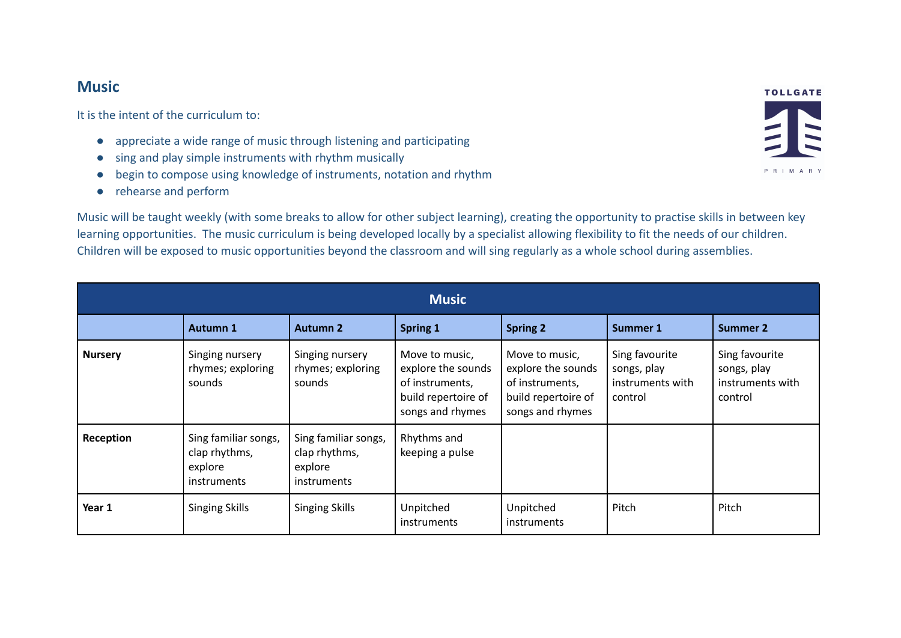## Music

It is the intent of the curriculum to:

- appreciate a wide range of music through listening and participating
- sing and play simple instruments with rhythm musically
- begin to compose using knowledge of instruments, notation and rhythm
- rehearse and perform

Music will be taught weekly (with some breaks to allow for other subject learning), creating the opportunity to practise skills in between key learning opportunities. The music curriculum is being developed locally by a specialist allowing flexibility to fit the needs of our children. Children will be exposed to music opportunities beyond the classroom and will sing regularly as a whole school during assemblies.

| Music | | | | | | |
|---|---|---|---|---|---|---|
| | **Autumn 1** | **Autumn 2** | **Spring 1** | **Spring 2** | **Summer 1** | **Summer 2** |
| **Nursery** | Singing nursery rhymes; exploring sounds | Singing nursery rhymes; exploring sounds | Move to music, explore the sounds of instruments, build repertoire of songs and rhymes | Move to music, explore the sounds of instruments, build repertoire of songs and rhymes | Sing favourite songs, play instruments with control | Sing favourite songs, play instruments with control |
| **Reception** | Sing familiar songs, clap rhythms, explore instruments | Sing familiar songs, clap rhythms, explore instruments | Rhythms and keeping a pulse | | | |
| **Year 1** | Singing Skills | Singing Skills | Unpitched instruments | Unpitched instruments | Pitch | Pitch |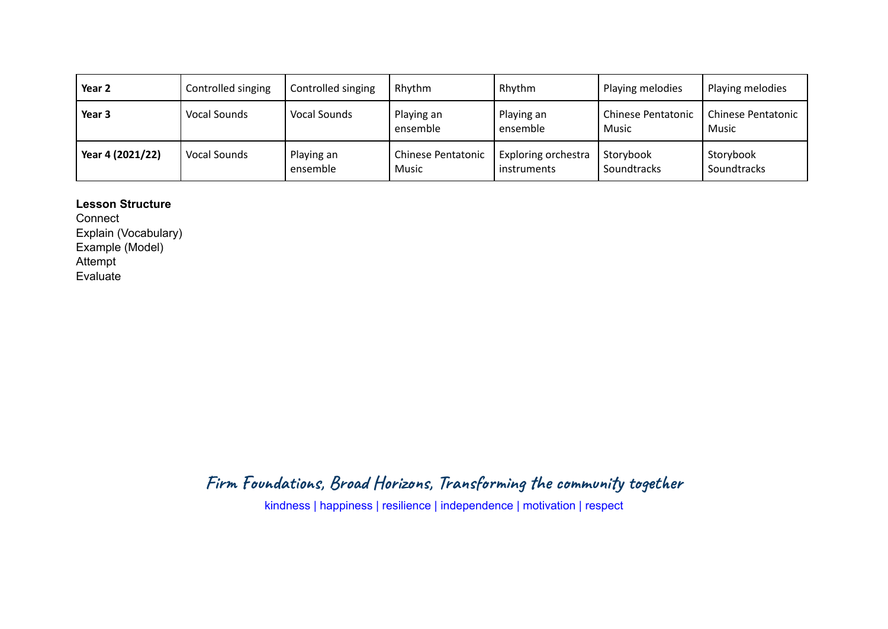| | | | | | | |
|---|---|---|---|---|---|---|
| **Year 2** | Controlled singing | Controlled singing | Rhythm | Rhythm | Playing melodies | Playing melodies |
| **Year 3** | Vocal Sounds | Vocal Sounds | Playing an ensemble | Playing an ensemble | Chinese Pentatonic Music | Chinese Pentatonic Music |
| **Year 4 (2021/22)** | Vocal Sounds | Playing an ensemble | Chinese Pentatonic Music | Exploring orchestra instruments | Storybook Soundtracks | Storybook Soundtracks |

**Lesson Structure**

Connect
Explain (Vocabulary)
Example (Model)
Attempt
Evaluate

*Firm Foundations, Broad Horizons, Transforming the community together*

kindness | happiness | resilience | independence | motivation | respect